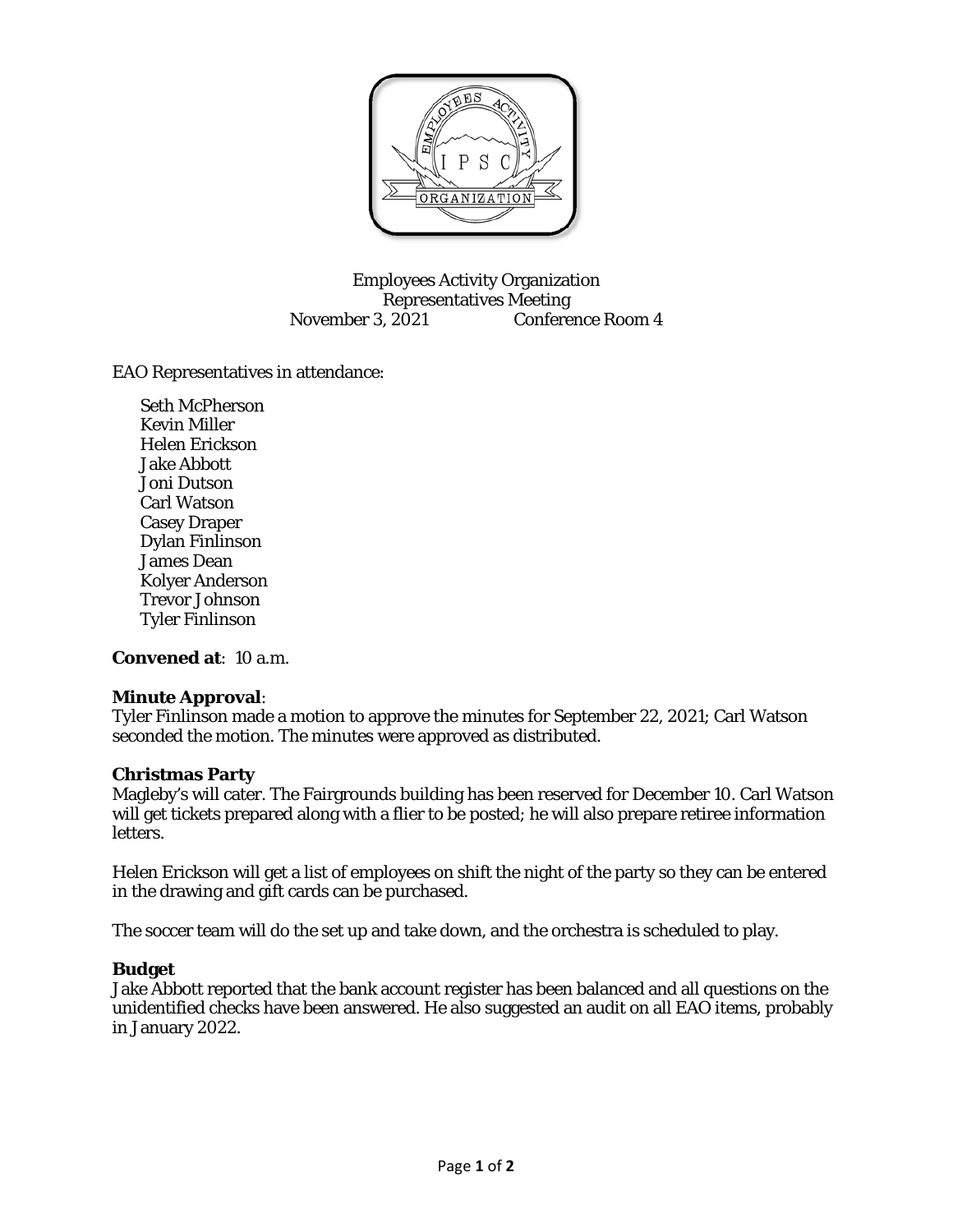Employees Activity Organization
Representatives Meeting
November 3, 2021 Conference Room 4

EAO Representatives in attendance:

- Seth McPherson
- Kevin Miller
- Helen Erickson
- Jake Abbott
- Joni Dutson
- Carl Watson
- Casey Draper
- Dylan Finlinson
- James Dean
- Kolyer Anderson
- Trevor Johnson
- Tyler Finlinson

**Convened at**: 10 a.m.

**Minute Approval**:
Tyler Finlinson made a motion to approve the minutes for September 22, 2021; Carl Watson seconded the motion. The minutes were approved as distributed.

**Christmas Party**
Magleby's will cater. The Fairgrounds building has been reserved for December 10. Carl Watson will get tickets prepared along with a flier to be posted; he will also prepare retiree information letters.

Helen Erickson will get a list of employees on shift the night of the party so they can be entered in the drawing and gift cards can be purchased.

The soccer team will do the set up and take down, and the orchestra is scheduled to play.

**Budget**
Jake Abbott reported that the bank account register has been balanced and all questions on the unidentified checks have been answered. He also suggested an audit on all EAO items, probably in January 2022.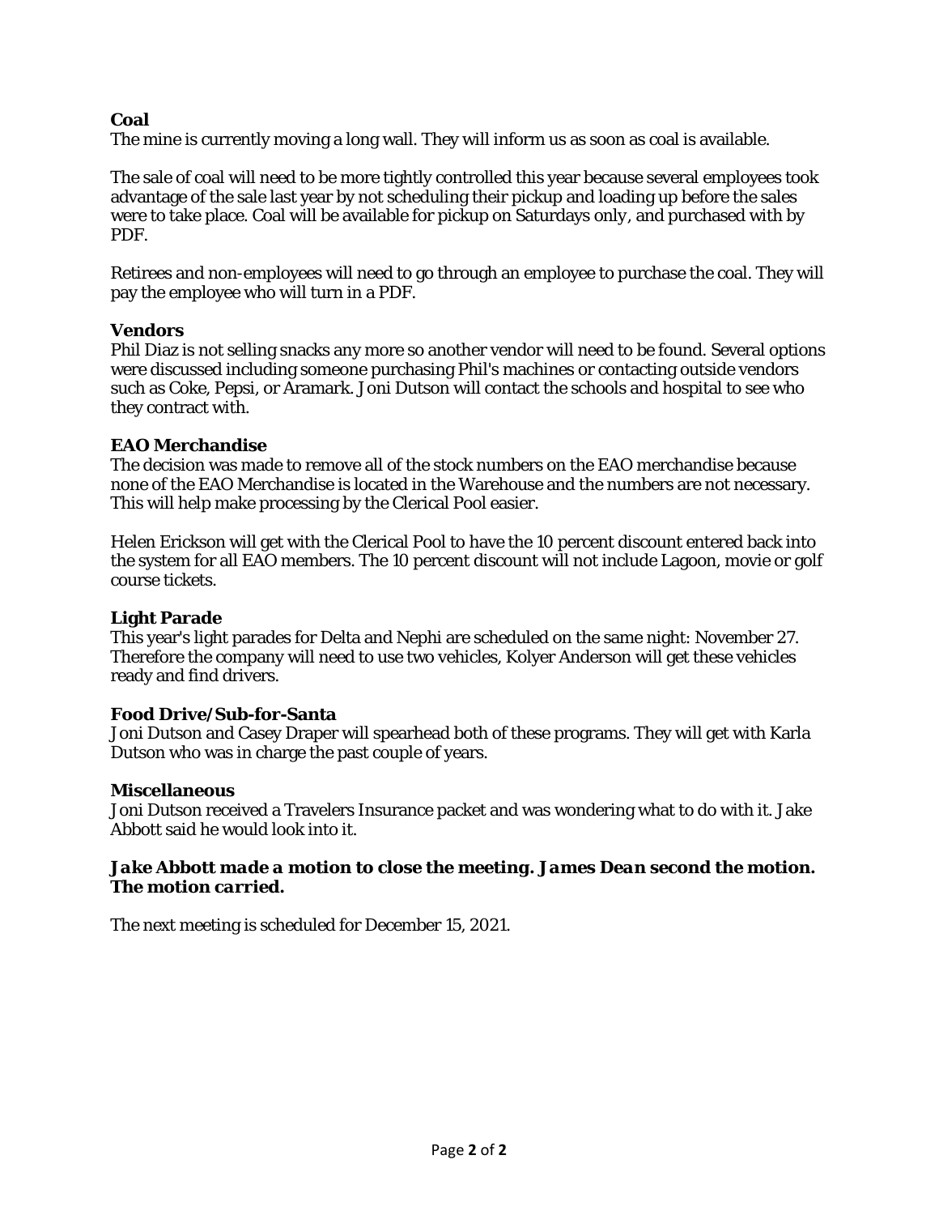**Coal**

The mine is currently moving a long wall. They will inform us as soon as coal is available.

The sale of coal will need to be more tightly controlled this year because several employees took advantage of the sale last year by not scheduling their pickup and loading up before the sales were to take place. Coal will be available for pickup on Saturdays only, and purchased with by PDF.

Retirees and non-employees will need to go through an employee to purchase the coal. They will pay the employee who will turn in a PDF.

**Vendors**

Phil Diaz is not selling snacks any more so another vendor will need to be found. Several options were discussed including someone purchasing Phil's machines or contacting outside vendors such as Coke, Pepsi, or Aramark. Joni Dutson will contact the schools and hospital to see who they contract with.

**EAO Merchandise**

The decision was made to remove all of the stock numbers on the EAO merchandise because none of the EAO Merchandise is located in the Warehouse and the numbers are not necessary. This will help make processing by the Clerical Pool easier.

Helen Erickson will get with the Clerical Pool to have the 10 percent discount entered back into the system for all EAO members. The 10 percent discount will not include Lagoon, movie or golf course tickets.

**Light Parade**

This year's light parades for Delta and Nephi are scheduled on the same night: November 27. Therefore the company will need to use two vehicles, Kolyer Anderson will get these vehicles ready and find drivers.

**Food Drive/Sub-for-Santa**

Joni Dutson and Casey Draper will spearhead both of these programs. They will get with Karla Dutson who was in charge the past couple of years.

**Miscellaneous**

Joni Dutson received a Travelers Insurance packet and was wondering what to do with it. Jake Abbott said he would look into it.

***Jake Abbott made a motion to close the meeting. James Dean second the motion. The motion carried.***

The next meeting is scheduled for December 15, 2021.